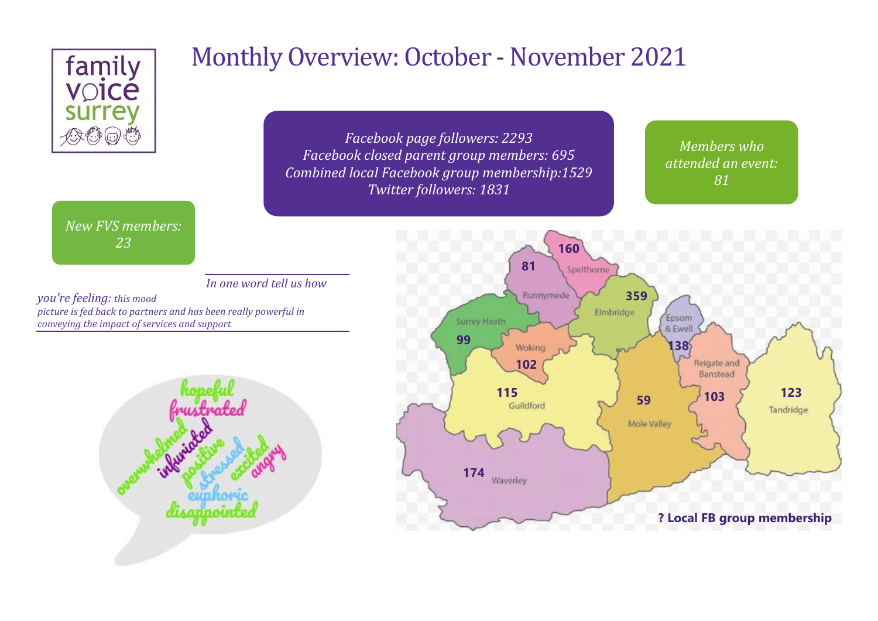# Monthly Overview: October - November 2021

*Facebook page followers: 2293*
*Facebook closed parent group members: 695*
*Combined local Facebook group membership:1529*
*Twitter followers: 1831*

*Members who attended an event: 81*

*New FVS members: 23*

*In one word tell us how you're feeling: this mood picture is fed back to partners and has been really powerful in conveying the impact of services and support*

hopeful
frustrated
overwhelmed
infuriated
positive
stressed
excited
angry
euphoric
disappointed

**? Local FB group membership**

| Area | Local FB group membership |
| --- | --- |
| Spelthorne | 160 |
| Runnymede | 81 |
| Elmbridge | 359 |
| Surrey Heath | 99 |
| Woking | 102 |
| Epsom & Ewell | 138 |
| Guildford | 115 |
| Mole Valley | 59 |
| Reigate and Banstead | 103 |
| Tandridge | 123 |
| Waverley | 174 |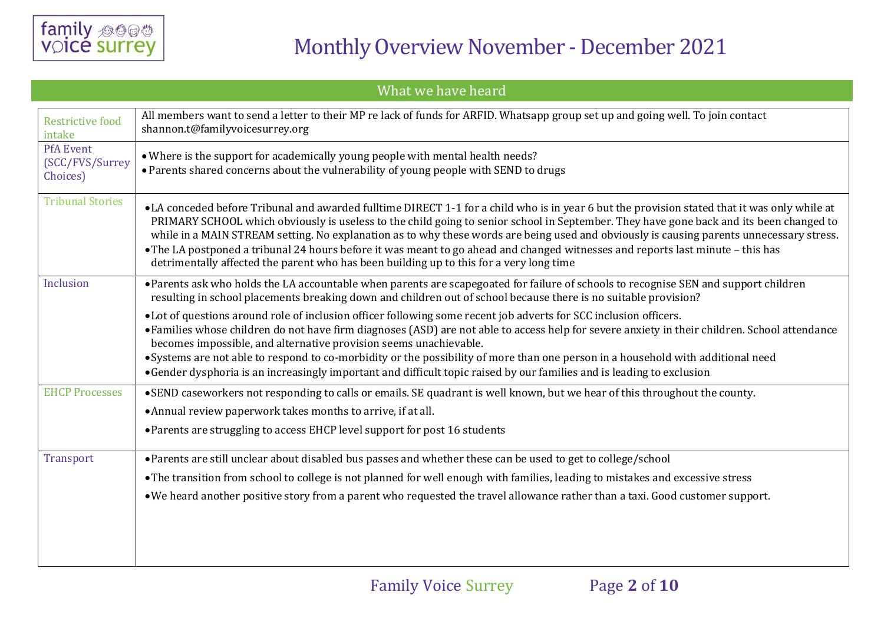# Monthly Overview November - December 2021

## What we have heard

| | |
|---|---|
| Restrictive food intake | All members want to send a letter to their MP re lack of funds for ARFID. Whatsapp group set up and going well. To join contact shannon.t@familyvoicesurrey.org |
| PfA Event (SCC/FVS/Surrey Choices) | • Where is the support for academically young people with mental health needs?<br>• Parents shared concerns about the vulnerability of young people with SEND to drugs |
| Tribunal Stories | • LA conceded before Tribunal and awarded fulltime DIRECT 1-1 for a child who is in year 6 but the provision stated that it was only while at PRIMARY SCHOOL which obviously is useless to the child going to senior school in September. They have gone back and its been changed to while in a MAIN STREAM setting. No explanation as to why these words are being used and obviously is causing parents unnecessary stress.<br>• The LA postponed a tribunal 24 hours before it was meant to go ahead and changed witnesses and reports last minute – this has detrimentally affected the parent who has been building up to this for a very long time |
| Inclusion | • Parents ask who holds the LA accountable when parents are scapegoated for failure of schools to recognise SEN and support children resulting in school placements breaking down and children out of school because there is no suitable provision?<br>• Lot of questions around role of inclusion officer following some recent job adverts for SCC inclusion officers.<br>• Families whose children do not have firm diagnoses (ASD) are not able to access help for severe anxiety in their children. School attendance becomes impossible, and alternative provision seems unachievable.<br>• Systems are not able to respond to co-morbidity or the possibility of more than one person in a household with additional need<br>• Gender dysphoria is an increasingly important and difficult topic raised by our families and is leading to exclusion |
| EHCP Processes | • SEND caseworkers not responding to calls or emails. SE quadrant is well known, but we hear of this throughout the county.<br>• Annual review paperwork takes months to arrive, if at all.<br>• Parents are struggling to access EHCP level support for post 16 students |
| Transport | • Parents are still unclear about disabled bus passes and whether these can be used to get to college/school<br>• The transition from school to college is not planned for well enough with families, leading to mistakes and excessive stress<br>• We heard another positive story from a parent who requested the travel allowance rather than a taxi. Good customer support. |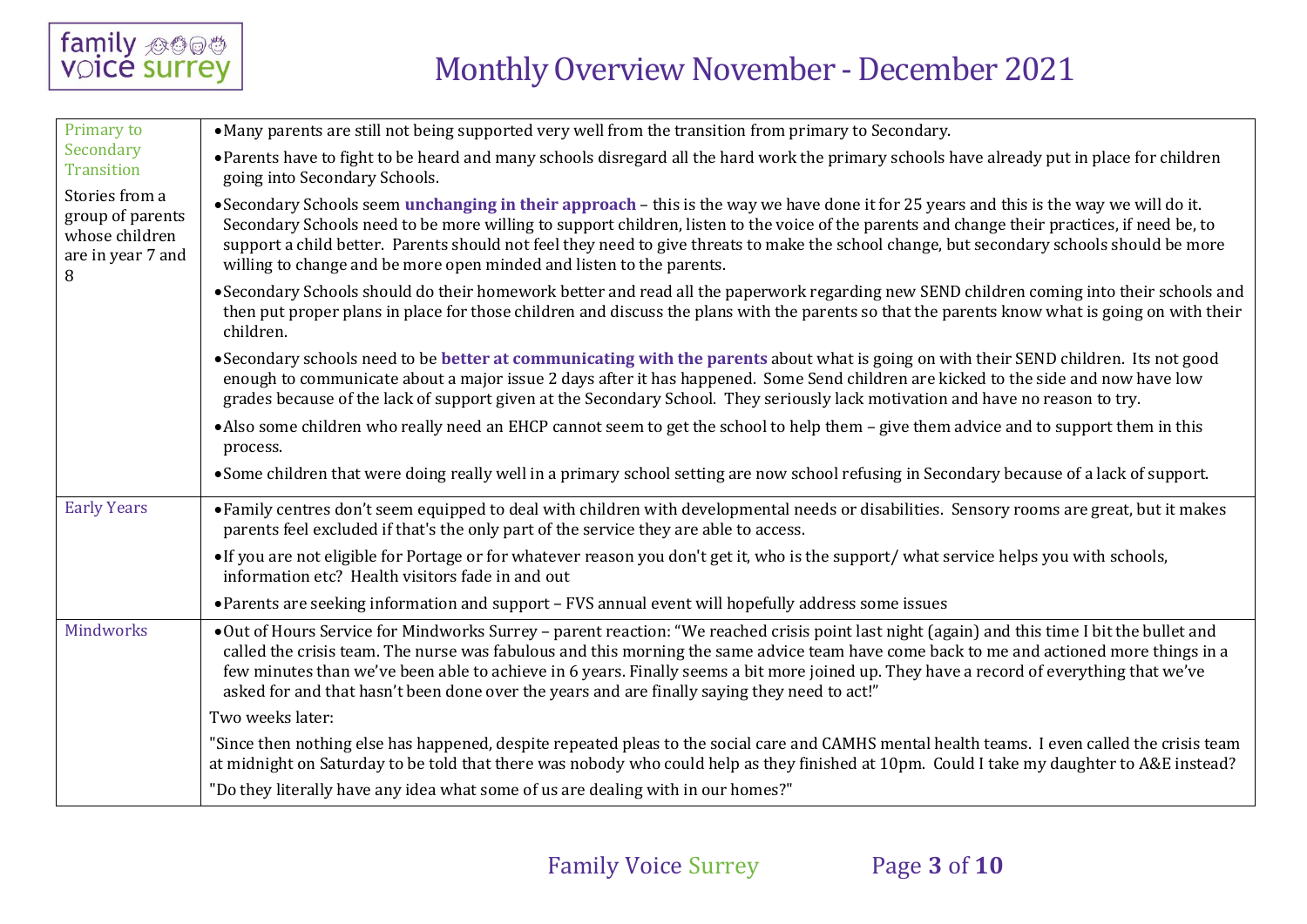# Monthly Overview November - December 2021

| | |
|---|---|
| Primary to Secondary Transition<br><br>Stories from a group of parents whose children are in year 7 and 8 | • Many parents are still not being supported very well from the transition from primary to Secondary.<br>• Parents have to fight to be heard and many schools disregard all the hard work the primary schools have already put in place for children going into Secondary Schools.<br>• Secondary Schools seem **unchanging in their approach** – this is the way we have done it for 25 years and this is the way we will do it. Secondary Schools need to be more willing to support children, listen to the voice of the parents and change their practices, if need be, to support a child better. Parents should not feel they need to give threats to make the school change, but secondary schools should be more willing to change and be more open minded and listen to the parents.<br>• Secondary Schools should do their homework better and read all the paperwork regarding new SEND children coming into their schools and then put proper plans in place for those children and discuss the plans with the parents so that the parents know what is going on with their children.<br>• Secondary schools need to be **better at communicating with the parents** about what is going on with their SEND children. Its not good enough to communicate about a major issue 2 days after it has happened. Some Send children are kicked to the side and now have low grades because of the lack of support given at the Secondary School. They seriously lack motivation and have no reason to try.<br>• Also some children who really need an EHCP cannot seem to get the school to help them – give them advice and to support them in this process.<br>• Some children that were doing really well in a primary school setting are now school refusing in Secondary because of a lack of support. |
| Early Years | • Family centres don't seem equipped to deal with children with developmental needs or disabilities. Sensory rooms are great, but it makes parents feel excluded if that's the only part of the service they are able to access.<br>• If you are not eligible for Portage or for whatever reason you don't get it, who is the support/ what service helps you with schools, information etc? Health visitors fade in and out<br>• Parents are seeking information and support – FVS annual event will hopefully address some issues |
| Mindworks | • Out of Hours Service for Mindworks Surrey – parent reaction: "We reached crisis point last night (again) and this time I bit the bullet and called the crisis team. The nurse was fabulous and this morning the same advice team have come back to me and actioned more things in a few minutes than we've been able to achieve in 6 years. Finally seems a bit more joined up. They have a record of everything that we've asked for and that hasn't been done over the years and are finally saying they need to act!"<br>Two weeks later:<br>"Since then nothing else has happened, despite repeated pleas to the social care and CAMHS mental health teams. I even called the crisis team at midnight on Saturday to be told that there was nobody who could help as they finished at 10pm. Could I take my daughter to A&E instead?<br>"Do they literally have any idea what some of us are dealing with in our homes?" |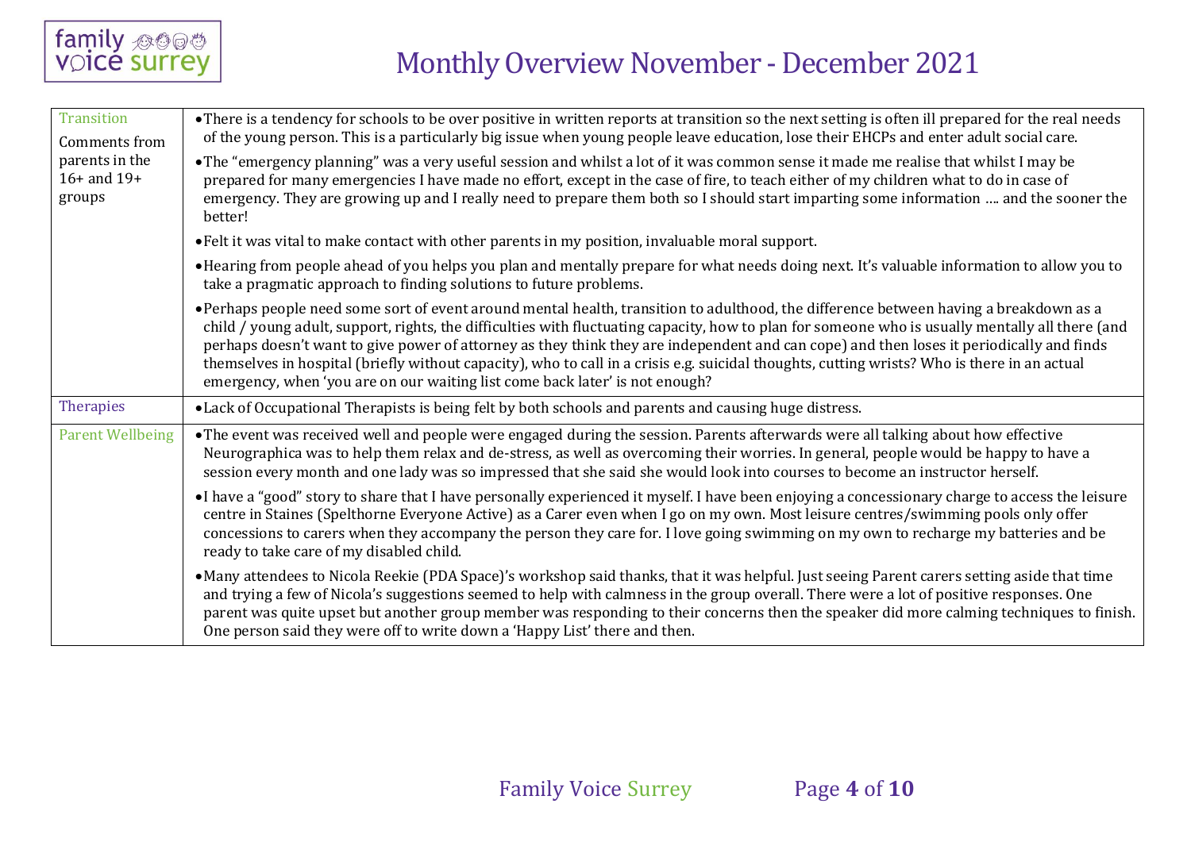# Monthly Overview November - December 2021

| | |
|---|---|
| Transition<br>Comments from parents in the 16+ and 19+ groups | • There is a tendency for schools to be over positive in written reports at transition so the next setting is often ill prepared for the real needs of the young person. This is a particularly big issue when young people leave education, lose their EHCPs and enter adult social care.<br>• The "emergency planning" was a very useful session and whilst a lot of it was common sense it made me realise that whilst I may be prepared for many emergencies I have made no effort, except in the case of fire, to teach either of my children what to do in case of emergency. They are growing up and I really need to prepare them both so I should start imparting some information …. and the sooner the better!<br>• Felt it was vital to make contact with other parents in my position, invaluable moral support.<br>• Hearing from people ahead of you helps you plan and mentally prepare for what needs doing next. It's valuable information to allow you to take a pragmatic approach to finding solutions to future problems.<br>• Perhaps people need some sort of event around mental health, transition to adulthood, the difference between having a breakdown as a child / young adult, support, rights, the difficulties with fluctuating capacity, how to plan for someone who is usually mentally all there (and perhaps doesn't want to give power of attorney as they think they are independent and can cope) and then loses it periodically and finds themselves in hospital (briefly without capacity), who to call in a crisis e.g. suicidal thoughts, cutting wrists? Who is there in an actual emergency, when 'you are on our waiting list come back later' is not enough? |
| Therapies | • Lack of Occupational Therapists is being felt by both schools and parents and causing huge distress. |
| Parent Wellbeing | • The event was received well and people were engaged during the session. Parents afterwards were all talking about how effective Neurographica was to help them relax and de-stress, as well as overcoming their worries. In general, people would be happy to have a session every month and one lady was so impressed that she said she would look into courses to become an instructor herself.<br>• I have a "good" story to share that I have personally experienced it myself. I have been enjoying a concessionary charge to access the leisure centre in Staines (Spelthorne Everyone Active) as a Carer even when I go on my own. Most leisure centres/swimming pools only offer concessions to carers when they accompany the person they care for. I love going swimming on my own to recharge my batteries and be ready to take care of my disabled child.<br>• Many attendees to Nicola Reekie (PDA Space)'s workshop said thanks, that it was helpful. Just seeing Parent carers setting aside that time and trying a few of Nicola's suggestions seemed to help with calmness in the group overall. There were a lot of positive responses. One parent was quite upset but another group member was responding to their concerns then the speaker did more calming techniques to finish. One person said they were off to write down a 'Happy List' there and then. |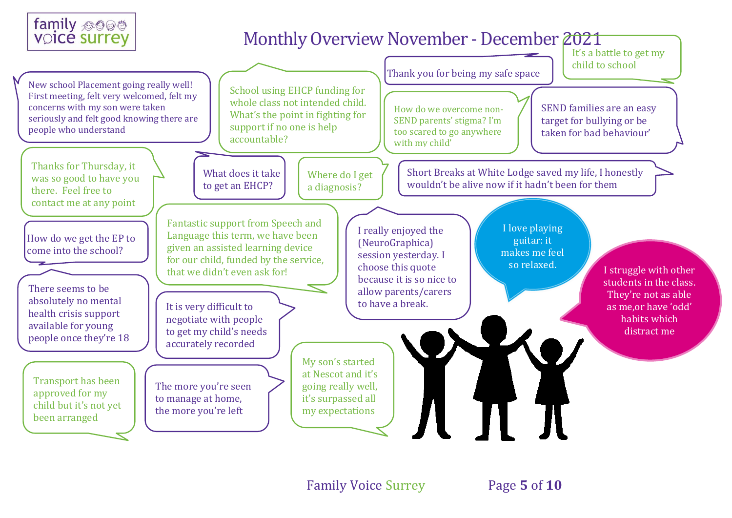# Monthly Overview November - December 2021

New school Placement going really well! First meeting, felt very welcomed, felt my concerns with my son were taken seriously and felt good knowing there are people who understand

School using EHCP funding for whole class not intended child. What's the point in fighting for support if no one is help accountable?

Thank you for being my safe space

It's a battle to get my child to school

How do we overcome non-SEND parents' stigma? I'm too scared to go anywhere with my child'

SEND families are an easy target for bullying or be taken for bad behaviour'

Thanks for Thursday, it was so good to have you there. Feel free to contact me at any point

What does it take to get an EHCP?

Where do I get a diagnosis?

Short Breaks at White Lodge saved my life, I honestly wouldn't be alive now if it hadn't been for them

How do we get the EP to come into the school?

Fantastic support from Speech and Language this term, we have been given an assisted learning device for our child, funded by the service, that we didn't even ask for!

I really enjoyed the (NeuroGraphica) session yesterday. I choose this quote because it is so nice to allow parents/carers to have a break.

I love playing guitar: it makes me feel so relaxed.

I struggle with other students in the class. They're not as able as me,or have 'odd' habits which distract me

There seems to be absolutely no mental health crisis support available for young people once they're 18

It is very difficult to negotiate with people to get my child's needs accurately recorded

Transport has been approved for my child but it's not yet been arranged

The more you're seen to manage at home, the more you're left

My son's started at Nescot and it's going really well, it's surpassed all my expectations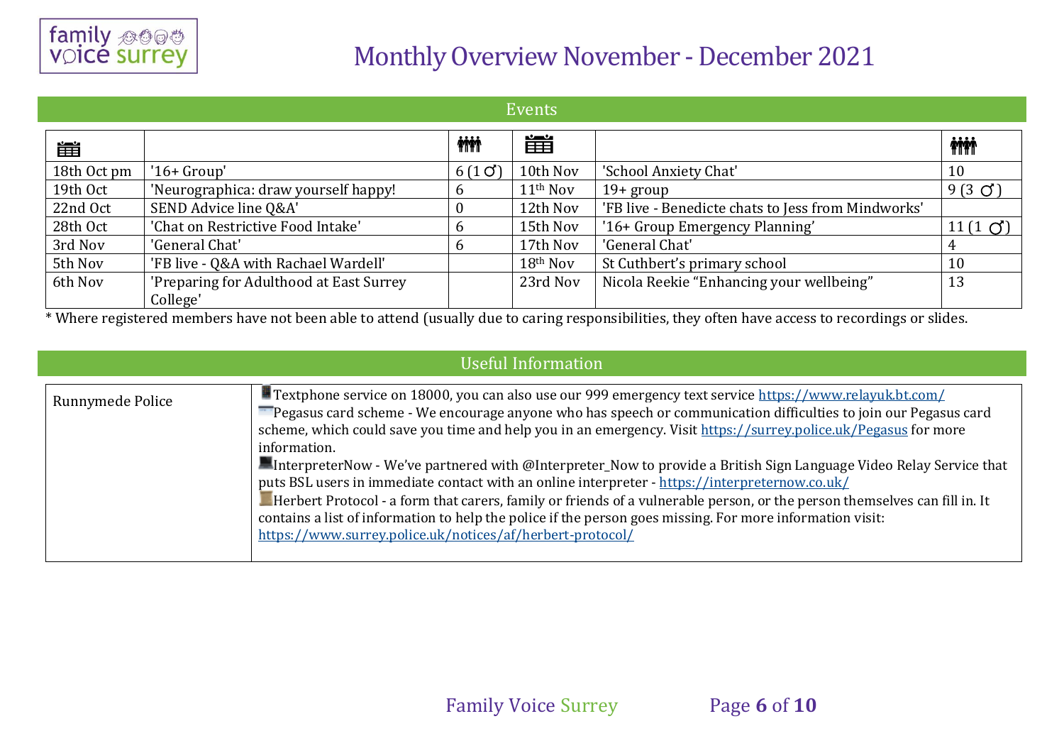# Monthly Overview November - December 2021

## Events

| Date | Event | Attendees | Date | Event | Attendees |
|---|---|---|---|---|---|
| 18th Oct pm | '16+ Group' | 6 (1 ♂) | 10th Nov | 'School Anxiety Chat' | 10 |
| 19th Oct | 'Neurographica: draw yourself happy! | 6 | 11th Nov | 19+ group | 9 (3 ♂) |
| 22nd Oct | SEND Advice line Q&A' | 0 | 12th Nov | 'FB live - Benedicte chats to Jess from Mindworks' | |
| 28th Oct | 'Chat on Restrictive Food Intake' | 6 | 15th Nov | '16+ Group Emergency Planning' | 11 (1 ♂) |
| 3rd Nov | 'General Chat' | 6 | 17th Nov | 'General Chat' | 4 |
| 5th Nov | 'FB live - Q&A with Rachael Wardell' | | 18th Nov | St Cuthbert's primary school | 10 |
| 6th Nov | 'Preparing for Adulthood at East Surrey College' | | 23rd Nov | Nicola Reekie "Enhancing your wellbeing" | 13 |

* Where registered members have not been able to attend (usually due to caring responsibilities, they often have access to recordings or slides.

## Useful Information

| | |
|---|---|
| Runnymede Police | Textphone service on 18000, you can also use our 999 emergency text service https://www.relayuk.bt.com/<br>Pegasus card scheme - We encourage anyone who has speech or communication difficulties to join our Pegasus card scheme, which could save you time and help you in an emergency. Visit https://surrey.police.uk/Pegasus for more information.<br>InterpreterNow - We've partnered with @Interpreter_Now to provide a British Sign Language Video Relay Service that puts BSL users in immediate contact with an online interpreter - https://interpreternow.co.uk/<br>Herbert Protocol - a form that carers, family or friends of a vulnerable person, or the person themselves can fill in. It contains a list of information to help the police if the person goes missing. For more information visit: https://www.surrey.police.uk/notices/af/herbert-protocol/ |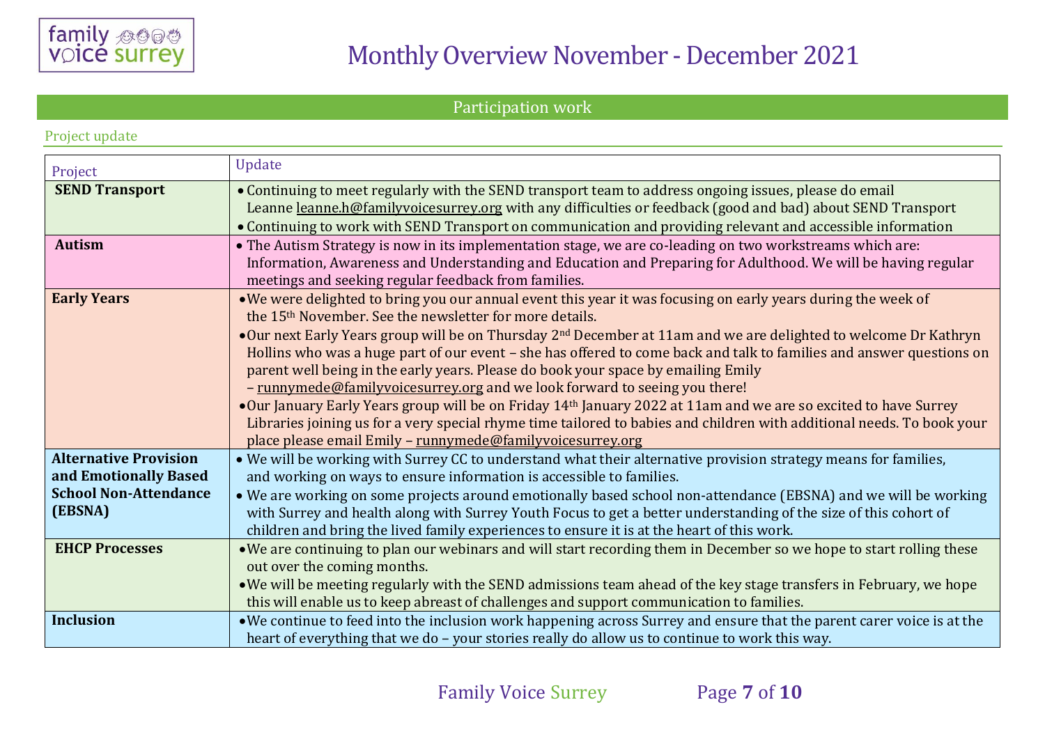# Monthly Overview November - December 2021

## Participation work

### Project update

| Project | Update |
|---|---|
| **SEND Transport** | • Continuing to meet regularly with the SEND transport team to address ongoing issues, please do email Leanne leanne.h@familyvoicesurrey.org with any difficulties or feedback (good and bad) about SEND Transport<br>• Continuing to work with SEND Transport on communication and providing relevant and accessible information |
| **Autism** | • The Autism Strategy is now in its implementation stage, we are co-leading on two workstreams which are: Information, Awareness and Understanding and Education and Preparing for Adulthood. We will be having regular meetings and seeking regular feedback from families. |
| **Early Years** | • We were delighted to bring you our annual event this year it was focusing on early years during the week of the 15th November. See the newsletter for more details.<br>• Our next Early Years group will be on Thursday 2nd December at 11am and we are delighted to welcome Dr Kathryn Hollins who was a huge part of our event – she has offered to come back and talk to families and answer questions on parent well being in the early years. Please do book your space by emailing Emily – runnymede@familyvoicesurrey.org and we look forward to seeing you there!<br>• Our January Early Years group will be on Friday 14th January 2022 at 11am and we are so excited to have Surrey Libraries joining us for a very special rhyme time tailored to babies and children with additional needs. To book your place please email Emily – runnymede@familyvoicesurrey.org |
| **Alternative Provision and Emotionally Based School Non-Attendance (EBSNA)** | • We will be working with Surrey CC to understand what their alternative provision strategy means for families, and working on ways to ensure information is accessible to families.<br>• We are working on some projects around emotionally based school non-attendance (EBSNA) and we will be working with Surrey and health along with Surrey Youth Focus to get a better understanding of the size of this cohort of children and bring the lived family experiences to ensure it is at the heart of this work. |
| **EHCP Processes** | • We are continuing to plan our webinars and will start recording them in December so we hope to start rolling these out over the coming months.<br>• We will be meeting regularly with the SEND admissions team ahead of the key stage transfers in February, we hope this will enable us to keep abreast of challenges and support communication to families. |
| **Inclusion** | • We continue to feed into the inclusion work happening across Surrey and ensure that the parent carer voice is at the heart of everything that we do – your stories really do allow us to continue to work this way. |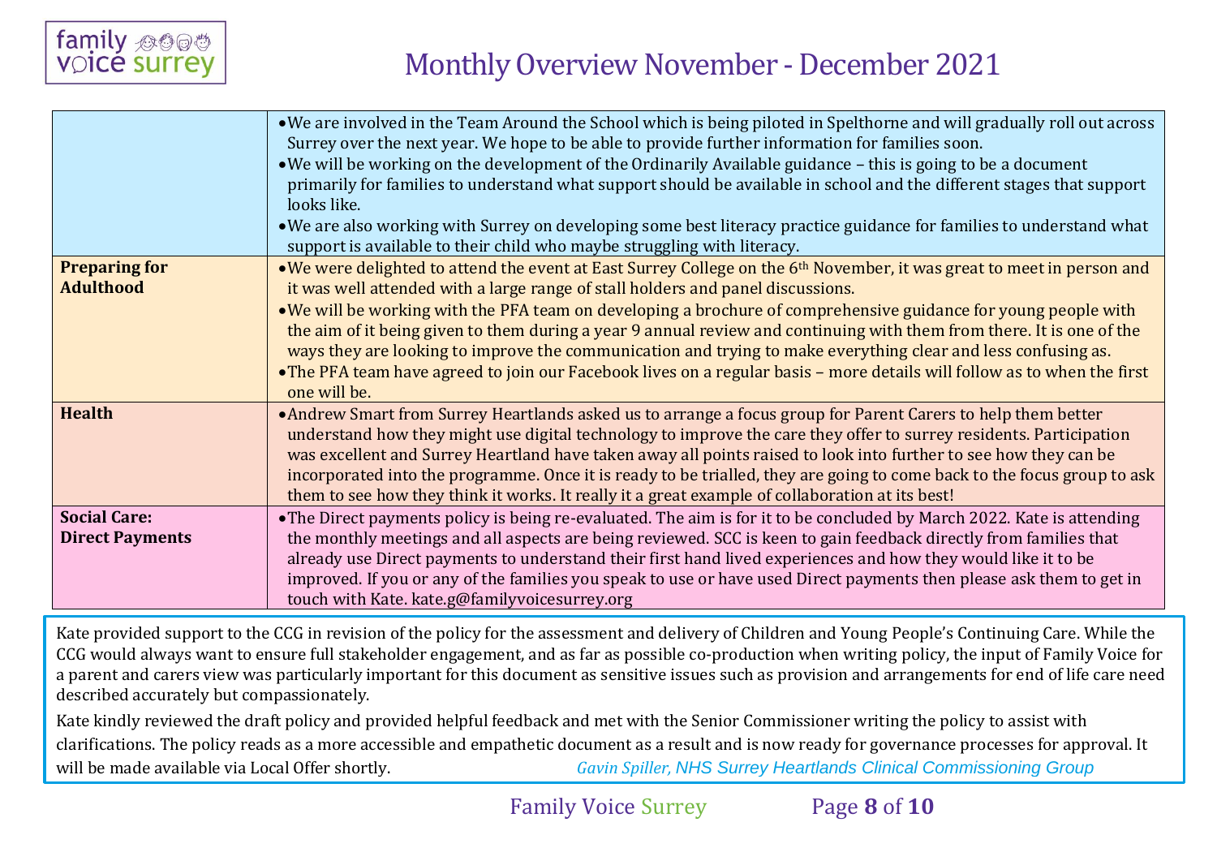| | |
|---|---|
| | • We are involved in the Team Around the School which is being piloted in Spelthorne and will gradually roll out across Surrey over the next year. We hope to be able to provide further information for families soon.<br>• We will be working on the development of the Ordinarily Available guidance – this is going to be a document primarily for families to understand what support should be available in school and the different stages that support looks like.<br>• We are also working with Surrey on developing some best literacy practice guidance for families to understand what support is available to their child who maybe struggling with literacy. |
| **Preparing for Adulthood** | • We were delighted to attend the event at East Surrey College on the 6th November, it was great to meet in person and it was well attended with a large range of stall holders and panel discussions.<br>• We will be working with the PFA team on developing a brochure of comprehensive guidance for young people with the aim of it being given to them during a year 9 annual review and continuing with them from there. It is one of the ways they are looking to improve the communication and trying to make everything clear and less confusing as.<br>• The PFA team have agreed to join our Facebook lives on a regular basis – more details will follow as to when the first one will be. |
| **Health** | • Andrew Smart from Surrey Heartlands asked us to arrange a focus group for Parent Carers to help them better understand how they might use digital technology to improve the care they offer to surrey residents. Participation was excellent and Surrey Heartland have taken away all points raised to look into further to see how they can be incorporated into the programme. Once it is ready to be trialled, they are going to come back to the focus group to ask them to see how they think it works. It really it a great example of collaboration at its best! |
| **Social Care: Direct Payments** | • The Direct payments policy is being re-evaluated. The aim is for it to be concluded by March 2022. Kate is attending the monthly meetings and all aspects are being reviewed. SCC is keen to gain feedback directly from families that already use Direct payments to understand their first hand lived experiences and how they would like it to be improved. If you or any of the families you speak to use or have used Direct payments then please ask them to get in touch with Kate. kate.g@familyvoicesurrey.org |

Kate provided support to the CCG in revision of the policy for the assessment and delivery of Children and Young People's Continuing Care. While the CCG would always want to ensure full stakeholder engagement, and as far as possible co-production when writing policy, the input of Family Voice for a parent and carers view was particularly important for this document as sensitive issues such as provision and arrangements for end of life care need described accurately but compassionately.

Kate kindly reviewed the draft policy and provided helpful feedback and met with the Senior Commissioner writing the policy to assist with clarifications. The policy reads as a more accessible and empathetic document as a result and is now ready for governance processes for approval. It will be made available via Local Offer shortly.

*Gavin Spiller, NHS Surrey Heartlands Clinical Commissioning Group*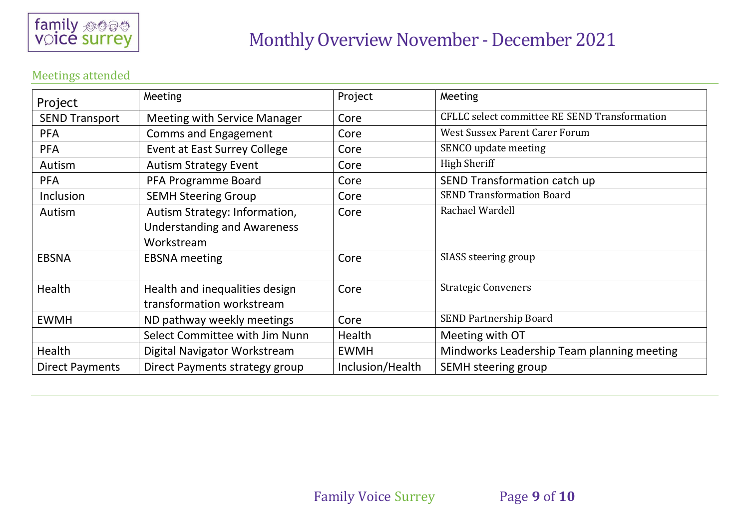# Monthly Overview November - December 2021

## Meetings attended

| Project | Meeting | Project | Meeting |
|---|---|---|---|
| SEND Transport | Meeting with Service Manager | Core | CFLLC select committee RE SEND Transformation |
| PFA | Comms and Engagement | Core | West Sussex Parent Carer Forum |
| PFA | Event at East Surrey College | Core | SENCO update meeting |
| Autism | Autism Strategy Event | Core | High Sheriff |
| PFA | PFA Programme Board | Core | SEND Transformation catch up |
| Inclusion | SEMH Steering Group | Core | SEND Transformation Board |
| Autism | Autism Strategy: Information, Understanding and Awareness Workstream | Core | Rachael Wardell |
| EBSNA | EBSNA meeting | Core | SIASS steering group |
| Health | Health and inequalities design transformation workstream | Core | Strategic Conveners |
| EWMH | ND pathway weekly meetings | Core | SEND Partnership Board |
| | Select Committee with Jim Nunn | Health | Meeting with OT |
| Health | Digital Navigator Workstream | EWMH | Mindworks Leadership Team planning meeting |
| Direct Payments | Direct Payments strategy group | Inclusion/Health | SEMH steering group |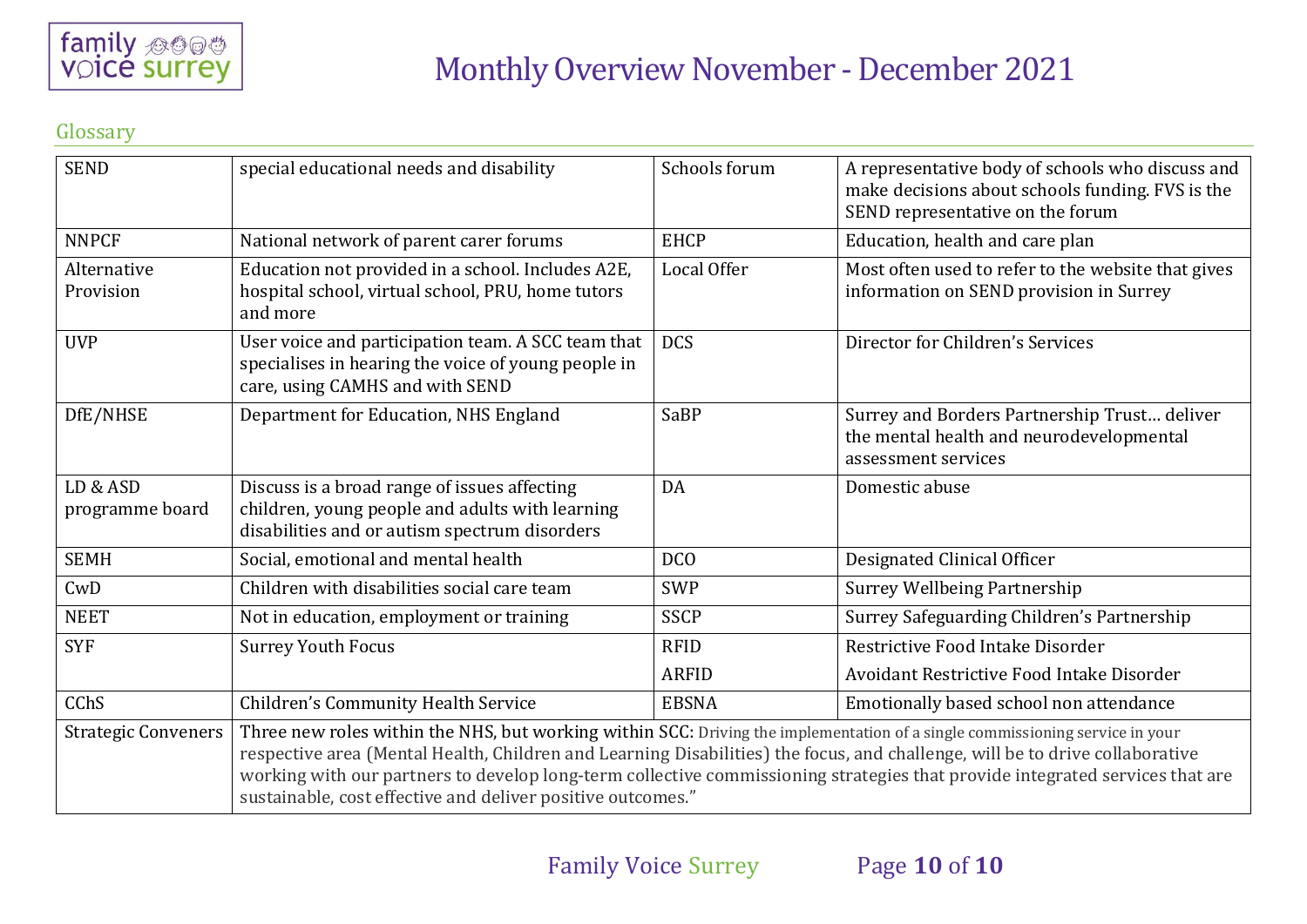# Monthly Overview November - December 2021

## Glossary

| | | | |
|---|---|---|---|
| SEND | special educational needs and disability | Schools forum | A representative body of schools who discuss and make decisions about schools funding. FVS is the SEND representative on the forum |
| NNPCF | National network of parent carer forums | EHCP | Education, health and care plan |
| Alternative Provision | Education not provided in a school. Includes A2E, hospital school, virtual school, PRU, home tutors and more | Local Offer | Most often used to refer to the website that gives information on SEND provision in Surrey |
| UVP | User voice and participation team. A SCC team that specialises in hearing the voice of young people in care, using CAMHS and with SEND | DCS | Director for Children's Services |
| DfE/NHSE | Department for Education, NHS England | SaBP | Surrey and Borders Partnership Trust… deliver the mental health and neurodevelopmental assessment services |
| LD & ASD programme board | Discuss is a broad range of issues affecting children, young people and adults with learning disabilities and or autism spectrum disorders | DA | Domestic abuse |
| SEMH | Social, emotional and mental health | DCO | Designated Clinical Officer |
| CwD | Children with disabilities social care team | SWP | Surrey Wellbeing Partnership |
| NEET | Not in education, employment or training | SSCP | Surrey Safeguarding Children's Partnership |
| SYF | Surrey Youth Focus | RFID<br>ARFID | Restrictive Food Intake Disorder<br>Avoidant Restrictive Food Intake Disorder |
| CChS | Children's Community Health Service | EBSNA | Emotionally based school non attendance |
| Strategic Conveners | Three new roles within the NHS, but working within SCC: Driving the implementation of a single commissioning service in your respective area (Mental Health, Children and Learning Disabilities) the focus, and challenge, will be to drive collaborative working with our partners to develop long-term collective commissioning strategies that provide integrated services that are sustainable, cost effective and deliver positive outcomes." | | |